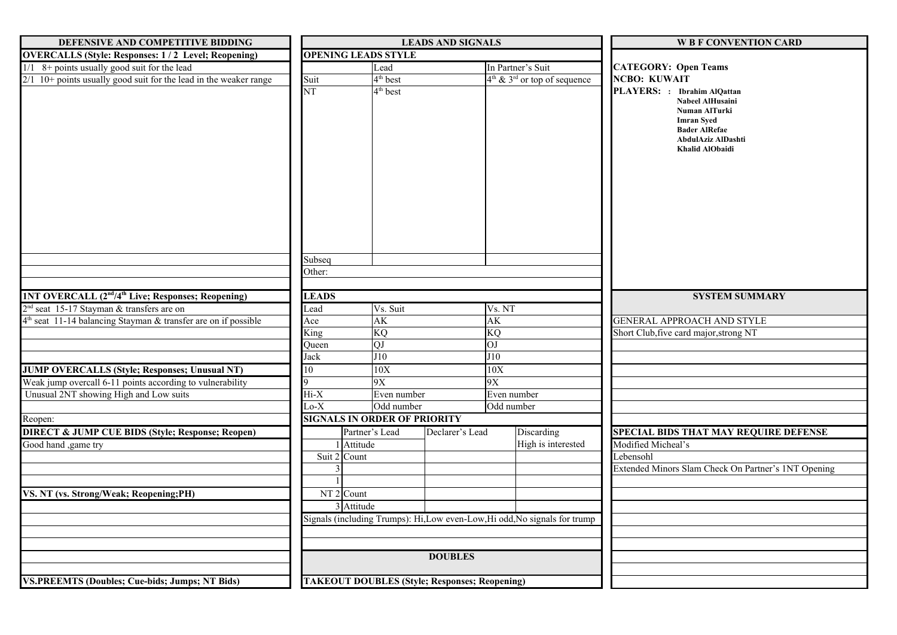# W B F CONVENTION CARD

**CATEGORY: Open Teams**

**NCBO: KUWAIT**

**PLAYERS: :** **Ibrahim AlQattan**
**Nabeel AlHusaini**
**Numan AlTurki**
**Imran Syed**
**Bader AlRefae**
**AbdulAziz AlDashti**
**Khalid AlObaidi**

## SYSTEM SUMMARY

GENERAL APPROACH AND STYLE

Short Club,five card major,strong NT

## SPECIAL BIDS THAT MAY REQUIRE DEFENSE

Modified Micheal's

Lebensohl

Extended Minors Slam Check On Partner's 1NT Opening

# DEFENSIVE AND COMPETITIVE BIDDING

## OVERCALLS (Style: Responses: 1 / 2 Level; Reopening)

1/1 8+ points usually good suit for the lead

2/1 10+ points usually good suit for the lead in the weaker range

## 1NT OVERCALL (2nd/4th Live; Responses; Reopening)

2nd seat 15-17 Stayman & transfers are on

4th seat 11-14 balancing Stayman & transfer are on if possible

## JUMP OVERCALLS (Style; Responses; Unusual NT)

Weak jump overcall 6-11 points according to vulnerability

Unusual 2NT showing High and Low suits

Reopen:

## DIRECT & JUMP CUE BIDS (Style; Response; Reopen)

Good hand ,game try

## VS. NT (vs. Strong/Weak; Reopening;PH)

## VS.PREEMTS (Doubles; Cue-bids; Jumps; NT Bids)

# LEADS AND SIGNALS

## OPENING LEADS STYLE

| | Lead | In Partner's Suit |
|---|---|---|
| Suit | 4th best | 4th & 3rd or top of sequence |
| NT | 4th best | |
| Subseq | | |

Other:

## LEADS

| Lead | Vs. Suit | Vs. NT |
|---|---|---|
| Ace | AK | AK |
| King | KQ | KQ |
| Queen | QJ | OJ |
| Jack | J10 | J10 |
| 10 | 10X | 10X |
| 9 | 9X | 9X |
| Hi-X | Even number | Even number |
| Lo-X | Odd number | Odd number |

## SIGNALS IN ORDER OF PRIORITY

| | | Partner's Lead | Declarer's Lead | Discarding |
|---|---|---|---|---|
| Suit | 1 | Attitude | | High is interested |
| | 2 | Count | | |
| | 3 | | | |
| NT | 1 | | | |
| | 2 | Count | | |
| | 3 | Attitude | | |

Signals (including Trumps): Hi,Low even-Low,Hi odd,No signals for trump

# DOUBLES

## TAKEOUT DOUBLES (Style; Responses; Reopening)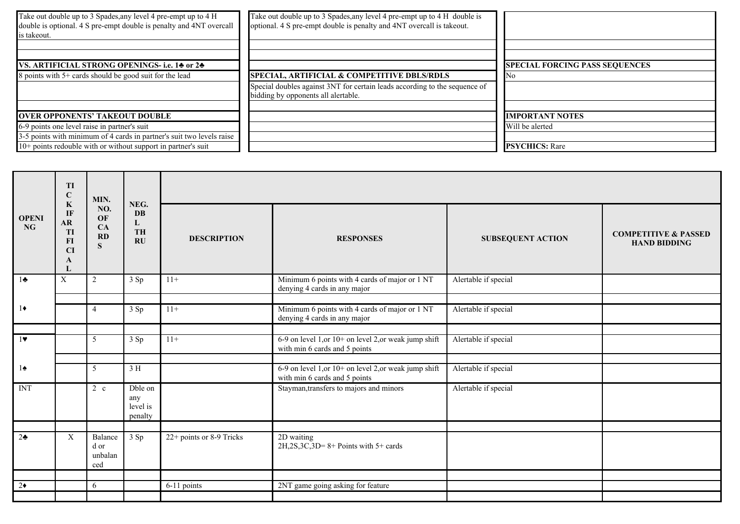| | | |
|---|---|---|
| Take out double up to 3 Spades,any level 4 pre-empt up to 4 H double is optional. 4 S pre-empt double is penalty and 4NT overcall is takeout. | Take out double up to 3 Spades,any level 4 pre-empt up to 4 H double is optional. 4 S pre-empt double is penalty and 4NT overcall is takeout. | |
| | | |
| | | |
| **VS. ARTIFICIAL STRONG OPENINGS- i.e. 1♣ or 2♣** | | **SPECIAL FORCING PASS SEQUENCES** |
| 8 points with 5+ cards should be good suit for the lead | **SPECIAL, ARTIFICIAL & COMPETITIVE DBLS/RDLS** | No |
| | Special doubles against 3NT for certain leads according to the sequence of bidding by opponents all alertable. | |
| | | |
| **OVER OPPONENTS' TAKEOUT DOUBLE** | | **IMPORTANT NOTES** |
| 6-9 points one level raise in partner's suit | | Will be alerted |
| 3-5 points with minimum of 4 cards in partner's suit two levels raise | | |
| 10+ points redouble with or without support in partner's suit | | **PSYCHICS:** Rare |

| OPENING | TICK IF ARTIFICIAL | MIN. NO. OF CARDS | NEG. DBL THRU | DESCRIPTION | RESPONSES | SUBSEQUENT ACTION | COMPETITIVE & PASSED HAND BIDDING |
|---|---|---|---|---|---|---|---|
| 1♣ | X | 2 | 3 Sp | 11+ | Minimum 6 points with 4 cards of major or 1 NT denying 4 cards in any major | Alertable if special | |
| | | | | | | | |
| 1♦ | | 4 | 3 Sp | 11+ | Minimum 6 points with 4 cards of major or 1 NT denying 4 cards in any major | Alertable if special | |
| | | | | | | | |
| 1♥ | | 5 | 3 Sp | 11+ | 6-9 on level 1,or 10+ on level 2,or weak jump shift with min 6 cards and 5 points | Alertable if special | |
| | | | | | | | |
| 1♠ | | 5 | 3 H | | 6-9 on level 1,or 10+ on level 2,or weak jump shift with min 6 cards and 5 points | Alertable if special | |
| INT | | 2 c | Dble on any level is penalty | | Stayman,transfers to majors and minors | Alertable if special | |
| | | | | | | | |
| 2♣ | X | Balanced or unbalanced | 3 Sp | 22+ points or 8-9 Tricks | 2D waiting<br>2H,2S,3C,3D= 8+ Points with 5+ cards | | |
| | | | | | | | |
| 2♦ | | 6 | | 6-11 points | 2NT game going asking for feature | | |
| | | | | | | | |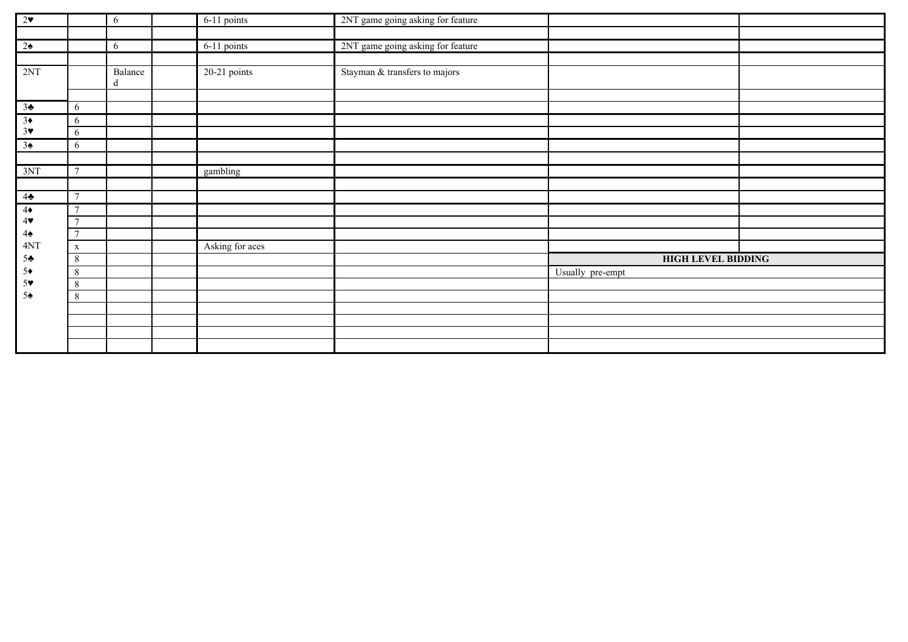| | | | | | | | |
|---|---|---|---|---|---|---|---|
| 2♥ | | 6 | | 6-11 points | 2NT game going asking for feature | | |
| | | | | | | | |
| 2♠ | | 6 | | 6-11 points | 2NT game going asking for feature | | |
| | | | | | | | |
| 2NT | | Balanced | | 20-21 points | Stayman & transfers to majors | | |
| | | | | | | | |
| 3♣ | 6 | | | | | | |
| 3♦ | 6 | | | | | | |
| 3♥ | 6 | | | | | | |
| 3♠ | 6 | | | | | | |
| | | | | | | | |
| 3NT | 7 | | | gambling | | | |
| | | | | | | | |
| 4♣ | 7 | | | | | | |
| 4♦ | 7 | | | | | | |
| 4♥ | 7 | | | | | | |
| 4♠ | 7 | | | | | | |
| 4NT | x | | | Asking for aces | | | |
| 5♣ | 8 | | | | | **HIGH LEVEL BIDDING** | |
| 5♦ | 8 | | | | | Usually pre-empt | |
| 5♥ | 8 | | | | | | |
| 5♠ | 8 | | | | | | |
| | | | | | | | |
| | | | | | | | |
| | | | | | | | |
| | | | | | | | |